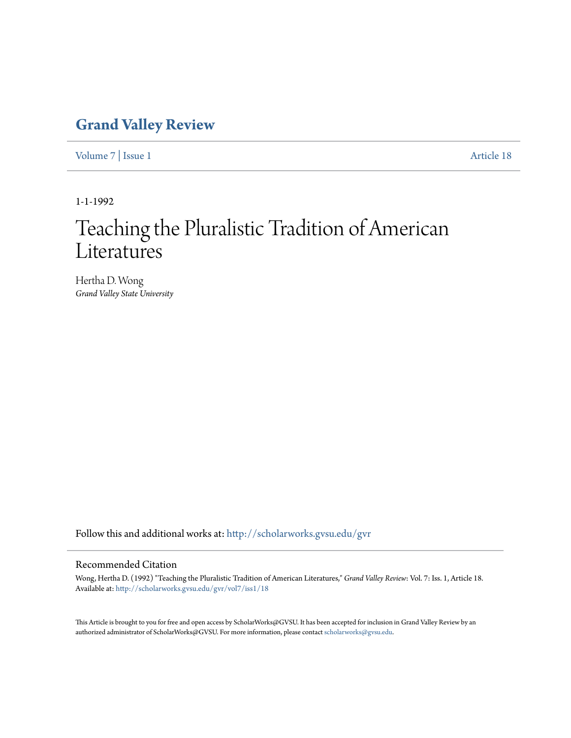# Grand Valley Review

Volume 7 | Issue 1 Article 18

1-1-1992

# Teaching the Pluralistic Tradition of American Literatures

Hertha D. Wong
*Grand Valley State University*

Follow this and additional works at: http://scholarworks.gvsu.edu/gvr

## Recommended Citation

Wong, Hertha D. (1992) "Teaching the Pluralistic Tradition of American Literatures," *Grand Valley Review*: Vol. 7: Iss. 1, Article 18.
Available at: http://scholarworks.gvsu.edu/gvr/vol7/iss1/18

This Article is brought to you for free and open access by ScholarWorks@GVSU. It has been accepted for inclusion in Grand Valley Review by an authorized administrator of ScholarWorks@GVSU. For more information, please contact scholarworks@gvsu.edu.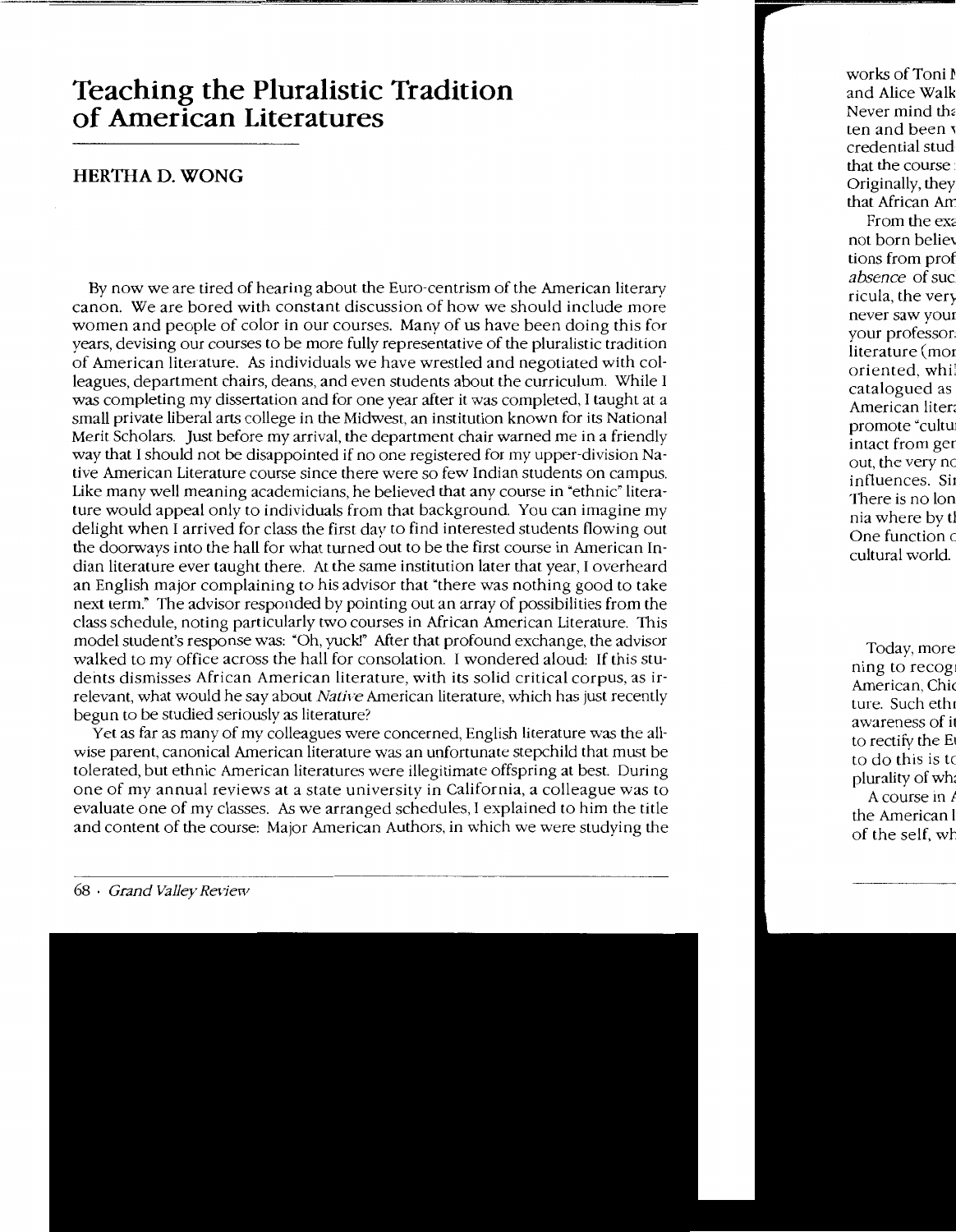# Teaching the Pluralistic Tradition of American Literatures

## HERTHA D. WONG

By now we are tired of hearing about the Euro-centrism of the American literary canon. We are bored with constant discussion of how we should include more women and people of color in our courses. Many of us have been doing this for years, devising our courses to be more fully representative of the pluralistic tradition of American literature. As individuals we have wrestled and negotiated with colleagues, department chairs, deans, and even students about the curriculum. While I was completing my dissertation and for one year after it was completed, I taught at a small private liberal arts college in the Midwest, an institution known for its National Merit Scholars. Just before my arrival, the department chair warned me in a friendly way that I should not be disappointed if no one registered for my upper-division Native American Literature course since there were so few Indian students on campus. Like many well meaning academicians, he believed that any course in "ethnic" literature would appeal only to individuals from that background. You can imagine my delight when I arrived for class the first day to find interested students flowing out the doorways into the hall for what turned out to be the first course in American Indian literature ever taught there. At the same institution later that year, I overheard an English major complaining to his advisor that "there was nothing good to take next term." The advisor responded by pointing out an array of possibilities from the class schedule, noting particularly two courses in African American Literature. This model student's response was: "Oh, yuck!" After that profound exchange, the advisor walked to my office across the hall for consolation. I wondered aloud: If this students dismisses African American literature, with its solid critical corpus, as irrelevant, what would he say about *Native* American literature, which has just recently begun to be studied seriously as literature?

Yet as far as many of my colleagues were concerned, English literature was the all-wise parent, canonical American literature was an unfortunate stepchild that must be tolerated, but ethnic American literatures were illegitimate offspring at best. During one of my annual reviews at a state university in California, a colleague was to evaluate one of my classes. As we arranged schedules, I explained to him the title and content of the course: Major American Authors, in which we were studying the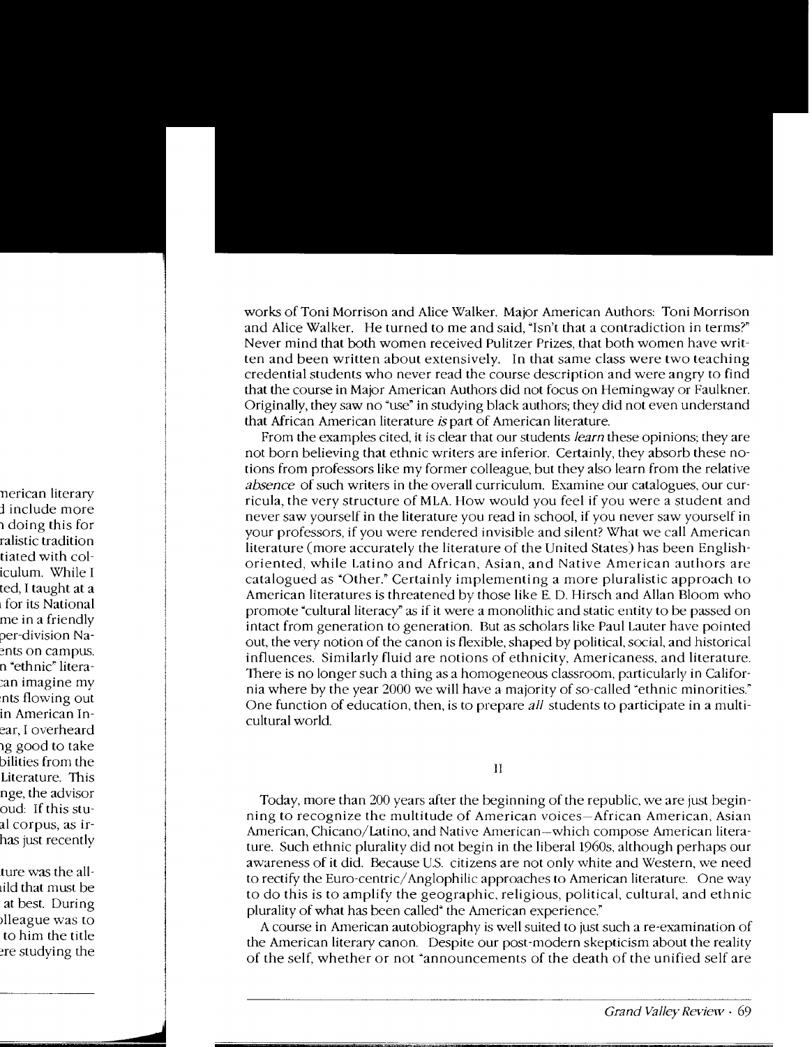works of Toni Morrison and Alice Walker. Major American Authors: Toni Morrison and Alice Walker. He turned to me and said, "Isn't that a contradiction in terms?" Never mind that both women received Pulitzer Prizes, that both women have written and been written about extensively. In that same class were two teaching credential students who never read the course description and were angry to find that the course in Major American Authors did not focus on Hemingway or Faulkner. Originally, they saw no "use" in studying black authors; they did not even understand that African American literature *is* part of American literature.

From the examples cited, it is clear that our students *learn* these opinions; they are not born believing that ethnic writers are inferior. Certainly, they absorb these notions from professors like my former colleague, but they also learn from the relative *absence* of such writers in the overall curriculum. Examine our catalogues, our curricula, the very structure of MLA. How would you feel if you were a student and never saw yourself in the literature you read in school, if you never saw yourself in your professors, if you were rendered invisible and silent? What we call American literature (more accurately the literature of the United States) has been English-oriented, while Latino and African, Asian, and Native American authors are catalogued as "Other." Certainly implementing a more pluralistic approach to American literatures is threatened by those like E. D. Hirsch and Allan Bloom who promote "cultural literacy" as if it were a monolithic and static entity to be passed on intact from generation to generation. But as scholars like Paul Lauter have pointed out, the very notion of the canon is flexible, shaped by political, social, and historical influences. Similarly fluid are notions of ethnicity, Americaness, and literature. There is no longer such a thing as a homogeneous classroom, particularly in California where by the year 2000 we will have a majority of so-called "ethnic minorities." One function of education, then, is to prepare *all* students to participate in a multicultural world.

## II

Today, more than 200 years after the beginning of the republic, we are just beginning to recognize the multitude of American voices—African American, Asian American, Chicano/Latino, and Native American—which compose American literature. Such ethnic plurality did not begin in the liberal 1960s, although perhaps our awareness of it did. Because U.S. citizens are not only white and Western, we need to rectify the Euro-centric/Anglophilic approaches to American literature. One way to do this is to amplify the geographic, religious, political, cultural, and ethnic plurality of what has been called" the American experience."

A course in American autobiography is well suited to just such a re-examination of the American literary canon. Despite our post-modern skepticism about the reality of the self, whether or not "announcements of the death of the unified self are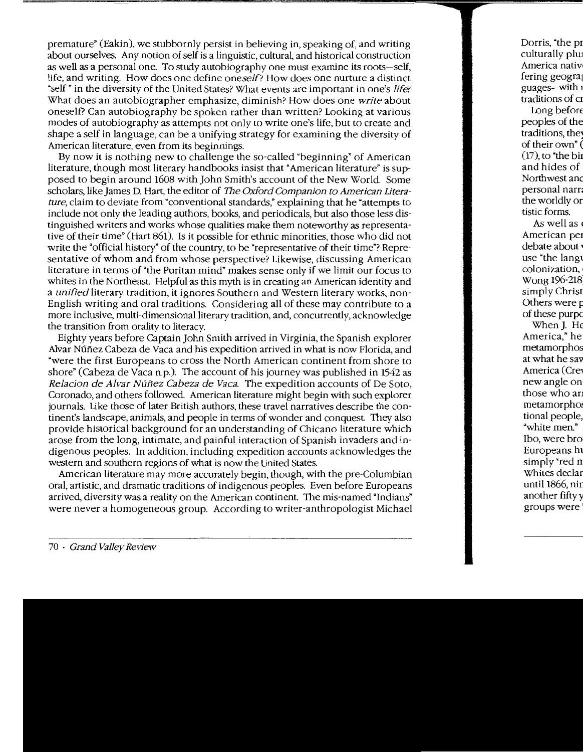premature" (Eakin), we stubbornly persist in believing in, speaking of, and writing about ourselves. Any notion of self is a linguistic, cultural, and historical construction as well as a personal one. To study autobiography one must examine its roots—self, life, and writing. How does one define one*self*? How does one nurture a distinct "self" in the diversity of the United States? What events are important in one's *life*? What does an autobiographer emphasize, diminish? How does one *write* about oneself? Can autobiography be spoken rather than written? Looking at various modes of autobiography as attempts not only to write one's life, but to create and shape a self in language, can be a unifying strategy for examining the diversity of American literature, even from its beginnings.

By now it is nothing new to challenge the so-called "beginning" of American literature, though most literary handbooks insist that "American literature" is supposed to begin around 1608 with John Smith's account of the New World. Some scholars, like James D. Hart, the editor of *The Oxford Companion to American Literature*, claim to deviate from "conventional standards," explaining that he "attempts to include not only the leading authors, books, and periodicals, but also those less distinguished writers and works whose qualities make them noteworthy as representative of their time" (Hart 861). Is it possible for ethnic minorities, those who did not write the "official history" of the country, to be "representative of their time"? Representative of whom and from whose perspective? Likewise, discussing American literature in terms of "the Puritan mind" makes sense only if we limit our focus to whites in the Northeast. Helpful as this myth is in creating an American identity and a *unified* literary tradition, it ignores Southern and Western literary works, non-English writing and oral traditions. Considering all of these may contribute to a more inclusive, multi-dimensional literary tradition, and, concurrently, acknowledge the transition from orality to literacy.

Eighty years before Captain John Smith arrived in Virginia, the Spanish explorer Alvar Núñez Cabeza de Vaca and his expedition arrived in what is now Florida, and "were the first Europeans to cross the North American continent from shore to shore" (Cabeza de Vaca n.p.). The account of his journey was published in 1542 as *Relacion de Alvar Núñez Cabeza de Vaca*. The expedition accounts of De Soto, Coronado, and others followed. American literature might begin with such explorer journals. Like those of later British authors, these travel narratives describe the continent's landscape, animals, and people in terms of wonder and conquest. They also provide historical background for an understanding of Chicano literature which arose from the long, intimate, and painful interaction of Spanish invaders and indigenous peoples. In addition, including expedition accounts acknowledges the western and southern regions of what is now the United States.

American literature may more accurately begin, though, with the pre-Columbian oral, artistic, and dramatic traditions of indigenous peoples. Even before Europeans arrived, diversity was a reality on the American continent. The mis-named "Indians" were never a homogeneous group. According to writer-anthropologist Michael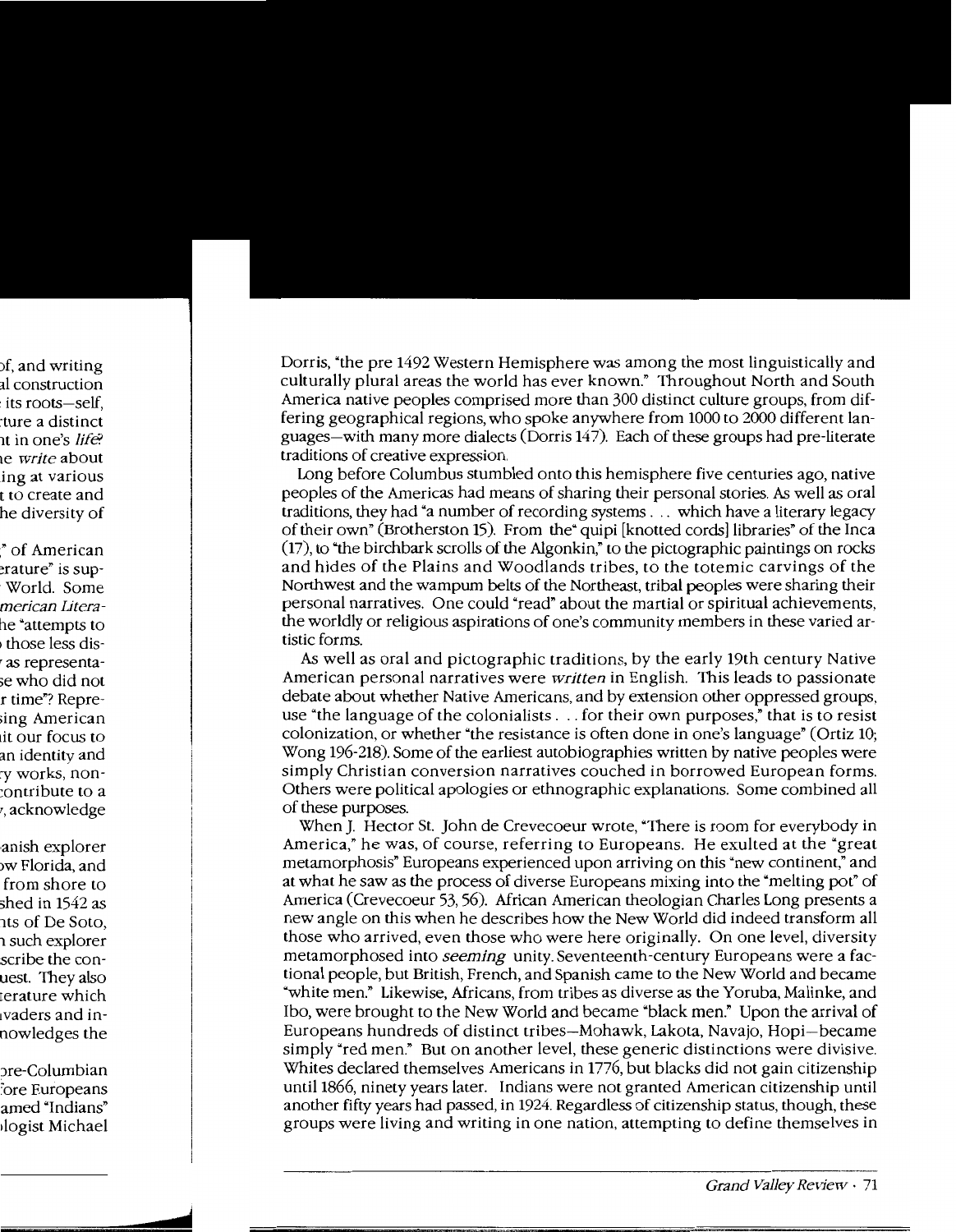Dorris, "the pre 1492 Western Hemisphere was among the most linguistically and culturally plural areas the world has ever known." Throughout North and South America native peoples comprised more than 300 distinct culture groups, from differing geographical regions, who spoke anywhere from 1000 to 2000 different languages—with many more dialects (Dorris 147). Each of these groups had pre-literate traditions of creative expression.

Long before Columbus stumbled onto this hemisphere five centuries ago, native peoples of the Americas had means of sharing their personal stories. As well as oral traditions, they had "a number of recording systems . . . which have a literary legacy of their own" (Brotherston 15). From the "quipi [knotted cords] libraries" of the Inca (17), to "the birchbark scrolls of the Algonkin," to the pictographic paintings on rocks and hides of the Plains and Woodlands tribes, to the totemic carvings of the Northwest and the wampum belts of the Northeast, tribal peoples were sharing their personal narratives. One could "read" about the martial or spiritual achievements, the worldly or religious aspirations of one's community members in these varied artistic forms.

As well as oral and pictographic traditions, by the early 19th century Native American personal narratives were *written* in English. This leads to passionate debate about whether Native Americans, and by extension other oppressed groups, use "the language of the colonialists . . . for their own purposes," that is to resist colonization, or whether "the resistance is often done in one's language" (Ortiz 10; Wong 196-218). Some of the earliest autobiographies written by native peoples were simply Christian conversion narratives couched in borrowed European forms. Others were political apologies or ethnographic explanations. Some combined all of these purposes.

When J. Hector St. John de Crevecoeur wrote, "There is room for everybody in America," he was, of course, referring to Europeans. He exulted at the "great metamorphosis" Europeans experienced upon arriving on this "new continent," and at what he saw as the process of diverse Europeans mixing into the "melting pot" of America (Crevecoeur 53, 56). African American theologian Charles Long presents a new angle on this when he describes how the New World did indeed transform all those who arrived, even those who were here originally. On one level, diversity metamorphosed into *seeming* unity. Seventeenth-century Europeans were a factional people, but British, French, and Spanish came to the New World and became "white men." Likewise, Africans, from tribes as diverse as the Yoruba, Malinke, and Ibo, were brought to the New World and became "black men." Upon the arrival of Europeans hundreds of distinct tribes—Mohawk, Lakota, Navajo, Hopi—became simply "red men." But on another level, these generic distinctions were divisive. Whites declared themselves Americans in 1776, but blacks did not gain citizenship until 1866, ninety years later. Indians were not granted American citizenship until another fifty years had passed, in 1924. Regardless of citizenship status, though, these groups were living and writing in one nation, attempting to define themselves in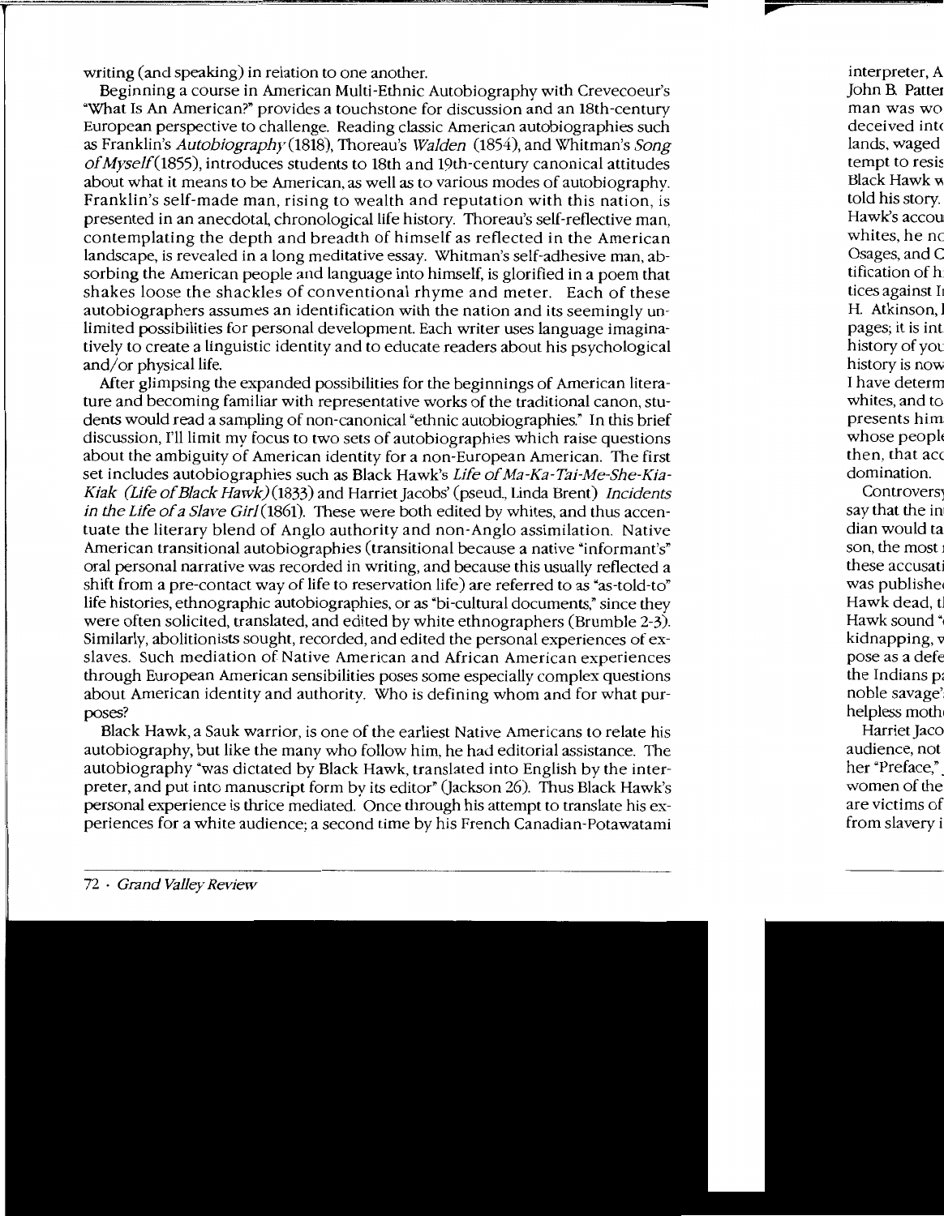writing (and speaking) in relation to one another.

Beginning a course in American Multi-Ethnic Autobiography with Crevecoeur's "What Is An American?" provides a touchstone for discussion and an 18th-century European perspective to challenge. Reading classic American autobiographies such as Franklin's *Autobiography* (1818), Thoreau's *Walden* (1854), and Whitman's *Song of Myself* (1855), introduces students to 18th and 19th-century canonical attitudes about what it means to be American, as well as to various modes of autobiography. Franklin's self-made man, rising to wealth and reputation with this nation, is presented in an anecdotal, chronological life history. Thoreau's self-reflective man, contemplating the depth and breadth of himself as reflected in the American landscape, is revealed in a long meditative essay. Whitman's self-adhesive man, absorbing the American people and language into himself, is glorified in a poem that shakes loose the shackles of conventional rhyme and meter. Each of these autobiographers assumes an identification with the nation and its seemingly unlimited possibilities for personal development. Each writer uses language imaginatively to create a linguistic identity and to educate readers about his psychological and/or physical life.

After glimpsing the expanded possibilities for the beginnings of American literature and becoming familiar with representative works of the traditional canon, students would read a sampling of non-canonical "ethnic autobiographies." In this brief discussion, I'll limit my focus to two sets of autobiographies which raise questions about the ambiguity of American identity for a non-European American. The first set includes autobiographies such as Black Hawk's *Life of Ma-Ka-Tai-Me-She-Kia-Kiak (Life of Black Hawk)* (1833) and Harriet Jacobs' (pseud., Linda Brent) *Incidents in the Life of a Slave Girl* (1861). These were both edited by whites, and thus accentuate the literary blend of Anglo authority and non-Anglo assimilation. Native American transitional autobiographies (transitional because a native "informant's" oral personal narrative was recorded in writing, and because this usually reflected a shift from a pre-contact way of life to reservation life) are referred to as "as-told-to" life histories, ethnographic autobiographies, or as "bi-cultural documents," since they were often solicited, translated, and edited by white ethnographers (Brumble 2-3). Similarly, abolitionists sought, recorded, and edited the personal experiences of ex-slaves. Such mediation of Native American and African American experiences through European American sensibilities poses some especially complex questions about American identity and authority. Who is defining whom and for what purposes?

Black Hawk, a Sauk warrior, is one of the earliest Native Americans to relate his autobiography, but like the many who follow him, he had editorial assistance. The autobiography "was dictated by Black Hawk, translated into English by the interpreter, and put into manuscript form by its editor" (Jackson 26). Thus Black Hawk's personal experience is thrice mediated. Once through his attempt to translate his experiences for a white audience; a second time by his French Canadian-Potawatami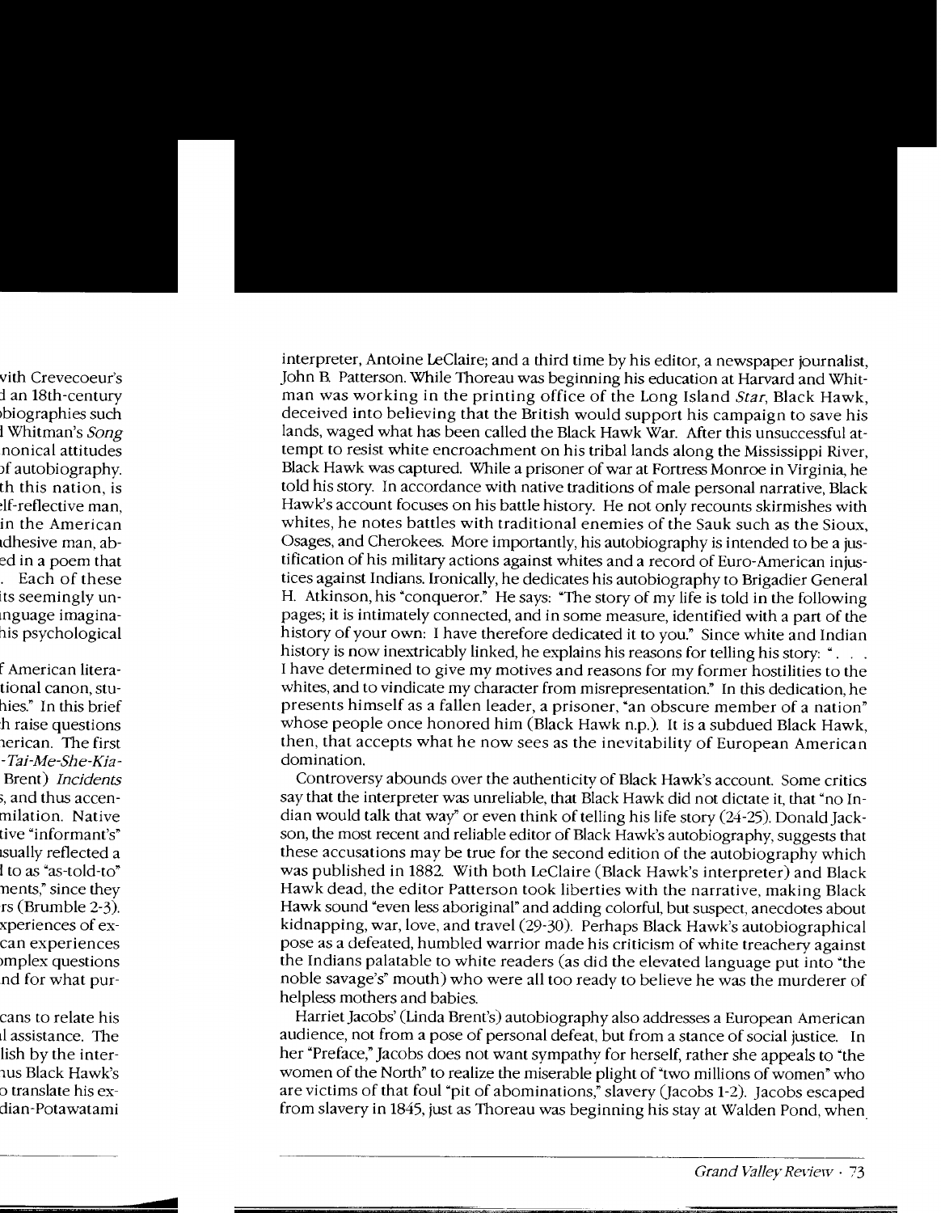interpreter, Antoine LeClaire; and a third time by his editor, a newspaper journalist, John B. Patterson. While Thoreau was beginning his education at Harvard and Whitman was working in the printing office of the Long Island *Star*, Black Hawk, deceived into believing that the British would support his campaign to save his lands, waged what has been called the Black Hawk War. After this unsuccessful attempt to resist white encroachment on his tribal lands along the Mississippi River, Black Hawk was captured. While a prisoner of war at Fortress Monroe in Virginia, he told his story. In accordance with native traditions of male personal narrative, Black Hawk's account focuses on his battle history. He not only recounts skirmishes with whites, he notes battles with traditional enemies of the Sauk such as the Sioux, Osages, and Cherokees. More importantly, his autobiography is intended to be a justification of his military actions against whites and a record of Euro-American injustices against Indians. Ironically, he dedicates his autobiography to Brigadier General H. Atkinson, his "conqueror." He says: "The story of my life is told in the following pages; it is intimately connected, and in some measure, identified with a part of the history of your own: I have therefore dedicated it to you." Since white and Indian history is now inextricably linked, he explains his reasons for telling his story: ". . . I have determined to give my motives and reasons for my former hostilities to the whites, and to vindicate my character from misrepresentation." In this dedication, he presents himself as a fallen leader, a prisoner, "an obscure member of a nation" whose people once honored him (Black Hawk n.p.). It is a subdued Black Hawk, then, that accepts what he now sees as the inevitability of European American domination.

Controversy abounds over the authenticity of Black Hawk's account. Some critics say that the interpreter was unreliable, that Black Hawk did not dictate it, that "no Indian would talk that way" or even think of telling his life story (24-25). Donald Jackson, the most recent and reliable editor of Black Hawk's autobiography, suggests that these accusations may be true for the second edition of the autobiography which was published in 1882. With both LeClaire (Black Hawk's interpreter) and Black Hawk dead, the editor Patterson took liberties with the narrative, making Black Hawk sound "even less aboriginal" and adding colorful, but suspect, anecdotes about kidnapping, war, love, and travel (29-30). Perhaps Black Hawk's autobiographical pose as a defeated, humbled warrior made his criticism of white treachery against the Indians palatable to white readers (as did the elevated language put into "the noble savage's" mouth) who were all too ready to believe he was the murderer of helpless mothers and babies.

Harriet Jacobs' (Linda Brent's) autobiography also addresses a European American audience, not from a pose of personal defeat, but from a stance of social justice. In her "Preface," Jacobs does not want sympathy for herself, rather she appeals to "the women of the North" to realize the miserable plight of "two millions of women" who are victims of that foul "pit of abominations," slavery (Jacobs 1-2). Jacobs escaped from slavery in 1845, just as Thoreau was beginning his stay at Walden Pond, when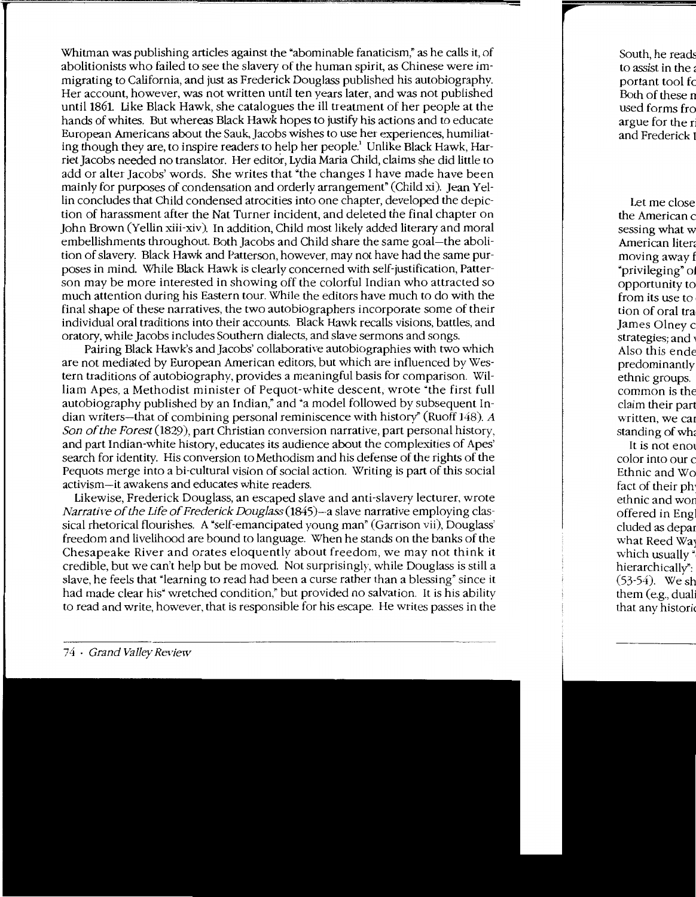Whitman was publishing articles against the "abominable fanaticism," as he calls it, of abolitionists who failed to see the slavery of the human spirit, as Chinese were immigrating to California, and just as Frederick Douglass published his autobiography. Her account, however, was not written until ten years later, and was not published until 1861. Like Black Hawk, she catalogues the ill treatment of her people at the hands of whites. But whereas Black Hawk hopes to justify his actions and to educate European Americans about the Sauk, Jacobs wishes to use her experiences, humiliating though they are, to inspire readers to help her people.[1] Unlike Black Hawk, Harriet Jacobs needed no translator. Her editor, Lydia Maria Child, claims she did little to add or alter Jacobs' words. She writes that "the changes I have made have been mainly for purposes of condensation and orderly arrangement" (Child xi). Jean Yellin concludes that Child condensed atrocities into one chapter, developed the depiction of harassment after the Nat Turner incident, and deleted the final chapter on John Brown (Yellin xiii-xiv). In addition, Child most likely added literary and moral embellishments throughout. Both Jacobs and Child share the same goal—the abolition of slavery. Black Hawk and Patterson, however, may not have had the same purposes in mind. While Black Hawk is clearly concerned with self-justification, Patterson may be more interested in showing off the colorful Indian who attracted so much attention during his Eastern tour. While the editors have much to do with the final shape of these narratives, the two autobiographers incorporate some of their individual oral traditions into their accounts. Black Hawk recalls visions, battles, and oratory, while Jacobs includes Southern dialects, and slave sermons and songs.

Pairing Black Hawk's and Jacobs' collaborative autobiographies with two which are not mediated by European American editors, but which are influenced by Western traditions of autobiography, provides a meaningful basis for comparison. William Apes, a Methodist minister of Pequot-white descent, wrote "the first full autobiography published by an Indian," and "a model followed by subsequent Indian writers—that of combining personal reminiscence with history" (Ruoff 148). *A Son of the Forest* (1829), part Christian conversion narrative, part personal history, and part Indian-white history, educates its audience about the complexities of Apes' search for identity. His conversion to Methodism and his defense of the rights of the Pequots merge into a bi-cultural vision of social action. Writing is part of this social activism—it awakens and educates white readers.

Likewise, Frederick Douglass, an escaped slave and anti-slavery lecturer, wrote *Narrative of the Life of Frederick Douglass* (1845)—a slave narrative employing classical rhetorical flourishes. A "self-emancipated young man" (Garrison vii), Douglass' freedom and livelihood are bound to language. When he stands on the banks of the Chesapeake River and orates eloquently about freedom, we may not think it credible, but we can't help but be moved. Not surprisingly, while Douglass is still a slave, he feels that "learning to read had been a curse rather than a blessing" since it had made clear his "wretched condition," but provided no salvation. It is his ability to read and write, however, that is responsible for his escape. He writes passes in the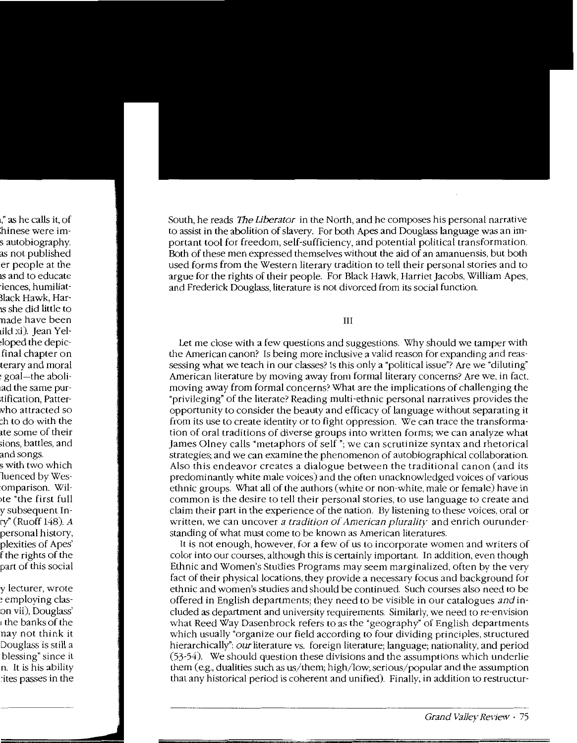South, he reads *The Liberator* in the North, and he composes his personal narrative to assist in the abolition of slavery. For both Apes and Douglass language was an important tool for freedom, self-sufficiency, and potential political transformation. Both of these men expressed themselves without the aid of an amanuensis, but both used forms from the Western literary tradition to tell their personal stories and to argue for the rights of their people. For Black Hawk, Harriet Jacobs, William Apes, and Frederick Douglass, literature is not divorced from its social function.

## III

Let me close with a few questions and suggestions. Why should we tamper with the American canon? Is being more inclusive a valid reason for expanding and reassessing what we teach in our classes? Is this only a "political issue"? Are we "diluting" American literature by moving away from formal literary concerns? Are we, in fact, moving away from formal concerns? What are the implications of challenging the "privileging" of the literate? Reading multi-ethnic personal narratives provides the opportunity to consider the beauty and efficacy of language without separating it from its use to create identity or to fight oppression. We can trace the transformation of oral traditions of diverse groups into written forms; we can analyze what James Olney calls "metaphors of self"; we can scrutinize syntax and rhetorical strategies; and we can examine the phenomenon of autobiographical collaboration. Also this endeavor creates a dialogue between the traditional canon (and its predominantly white male voices) and the often unacknowledged voices of various ethnic groups. What all of the authors (white or non-white, male or female) have in common is the desire to tell their personal stories, to use language to create and claim their part in the experience of the nation. By listening to these voices, oral or written, we can uncover *a tradition of American plurality* and enrich ourunderstanding of what must come to be known as American literatures.

It is not enough, however, for a few of us to incorporate women and writers of color into our courses, although this is certainly important. In addition, even though Ethnic and Women's Studies Programs may seem marginalized, often by the very fact of their physical locations, they provide a necessary focus and background for ethnic and women's studies and should be continued. Such courses also need to be offered in English departments; they need to be visible in our catalogues *and* included as department and university requirements. Similarly, we need to re-envision what Reed Way Dasenbrock refers to as the "geography" of English departments which usually "organize our field according to four dividing principles, structured hierarchically": *our* literature vs. foreign literature; language; nationality, and period (53-54). We should question these divisions and the assumptions which underlie them (e.g., dualities such as us/them; high/low; serious/popular and the assumption that any historical period is coherent and unified). Finally, in addition to restructur-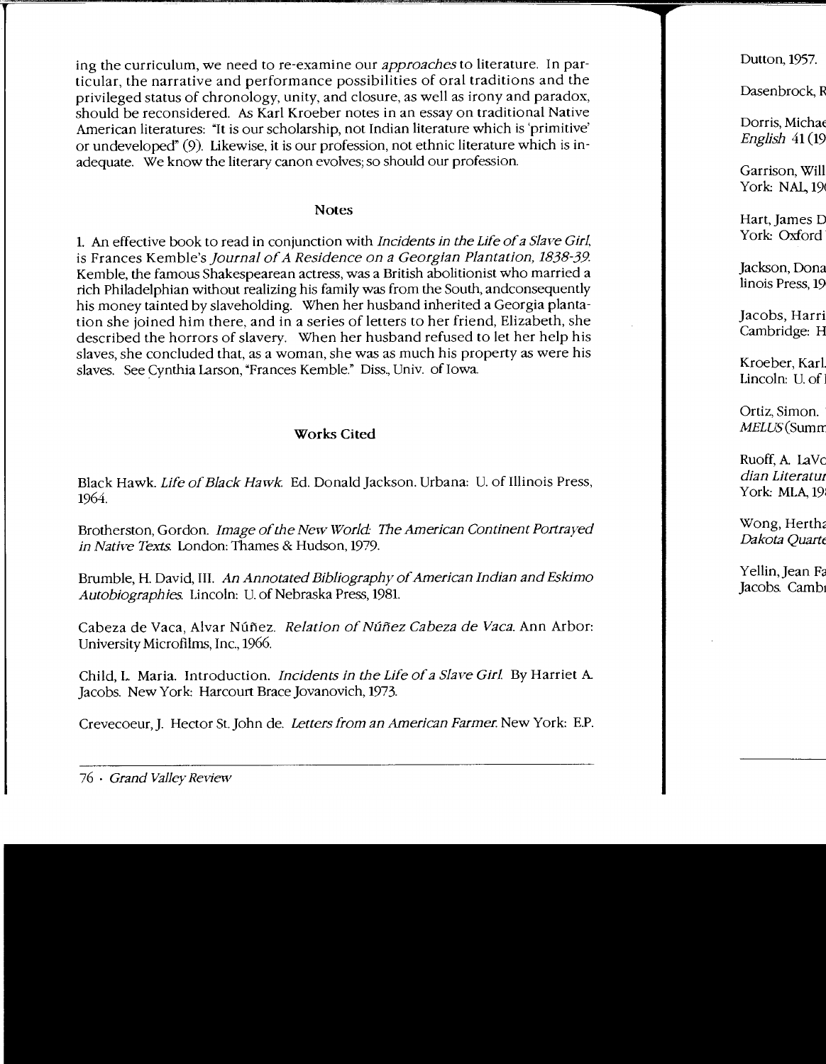ing the curriculum, we need to re-examine our *approaches* to literature. In particular, the narrative and performance possibilities of oral traditions and the privileged status of chronology, unity, and closure, as well as irony and paradox, should be reconsidered. As Karl Kroeber notes in an essay on traditional Native American literatures: "It is our scholarship, not Indian literature which is 'primitive' or undeveloped" (9). Likewise, it is our profession, not ethnic literature which is inadequate. We know the literary canon evolves; so should our profession.

## Notes

1. An effective book to read in conjunction with *Incidents in the Life of a Slave Girl*, is Frances Kemble's *Journal of A Residence on a Georgian Plantation, 1838-39.* Kemble, the famous Shakespearean actress, was a British abolitionist who married a rich Philadelphian without realizing his family was from the South, andconsequently his money tainted by slaveholding. When her husband inherited a Georgia plantation she joined him there, and in a series of letters to her friend, Elizabeth, she described the horrors of slavery. When her husband refused to let her help his slaves, she concluded that, as a woman, she was as much his property as were his slaves. See Cynthia Larson, "Frances Kemble." Diss., Univ. of Iowa.

## Works Cited

Black Hawk. *Life of Black Hawk.* Ed. Donald Jackson. Urbana: U. of Illinois Press, 1964.

Brotherston, Gordon. *Image of the New World: The American Continent Portrayed in Native Texts.* London: Thames & Hudson, 1979.

Brumble, H. David, III. *An Annotated Bibliography of American Indian and Eskimo Autobiographies.* Lincoln: U. of Nebraska Press, 1981.

Cabeza de Vaca, Alvar Núñez. *Relation of Núñez Cabeza de Vaca.* Ann Arbor: University Microfilms, Inc., 1966.

Child, L. Maria. Introduction. *Incidents in the Life of a Slave Girl.* By Harriet A. Jacobs. New York: Harcourt Brace Jovanovich, 1973.

Crevecoeur, J. Hector St. John de. *Letters from an American Farmer.* New York: E.P.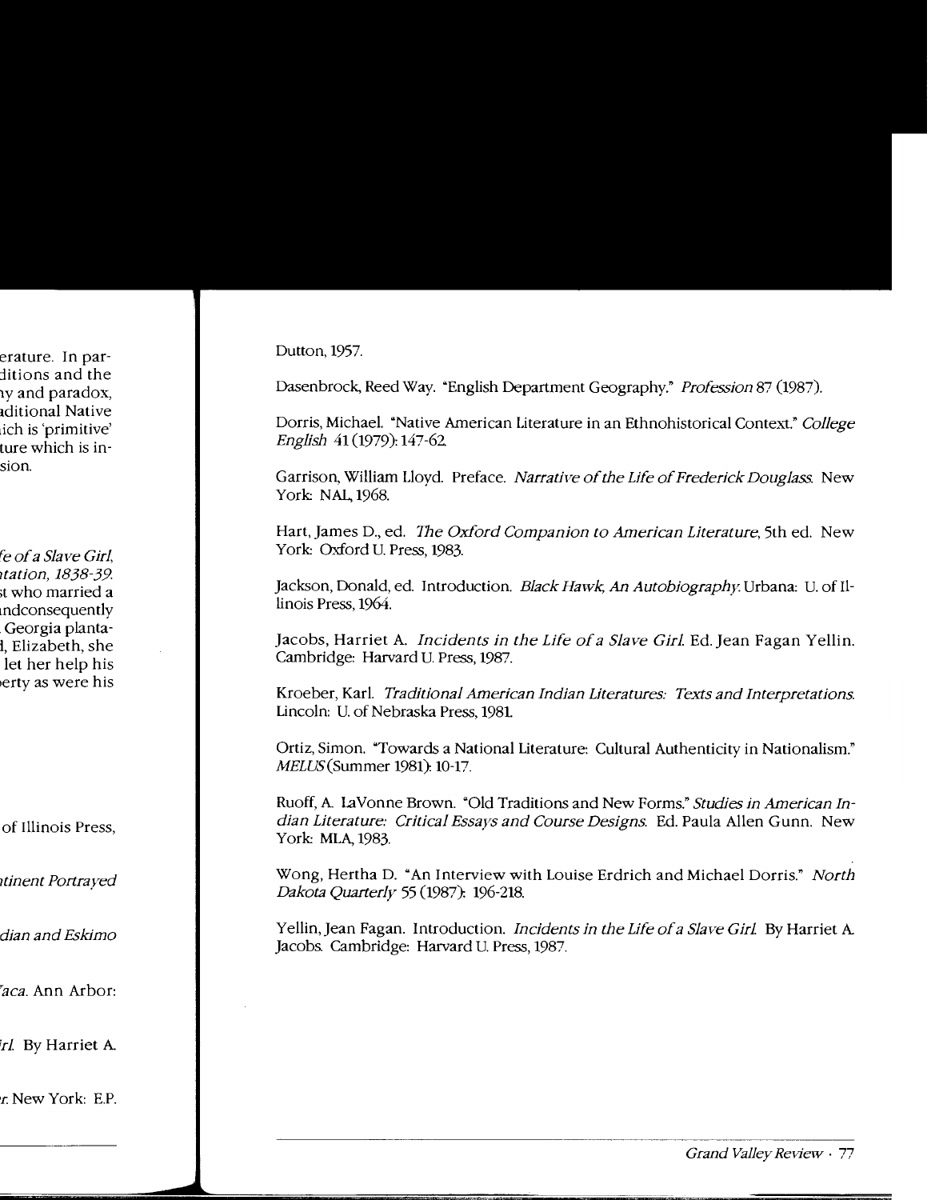Dutton, 1957.

Dasenbrock, Reed Way. "English Department Geography." *Profession* 87 (1987).

Dorris, Michael. "Native American Literature in an Ethnohistorical Context." *College English* 41 (1979): 147-62.

Garrison, William Lloyd. Preface. *Narrative of the Life of Frederick Douglass.* New York: NAL, 1968.

Hart, James D., ed. *The Oxford Companion to American Literature*, 5th ed. New York: Oxford U. Press, 1983.

Jackson, Donald, ed. Introduction. *Black Hawk, An Autobiography.* Urbana: U. of Illinois Press, 1964.

Jacobs, Harriet A. *Incidents in the Life of a Slave Girl.* Ed. Jean Fagan Yellin. Cambridge: Harvard U. Press, 1987.

Kroeber, Karl. *Traditional American Indian Literatures: Texts and Interpretations.* Lincoln: U. of Nebraska Press, 1981.

Ortiz, Simon. "Towards a National Literature: Cultural Authenticity in Nationalism." *MELUS* (Summer 1981): 10-17.

Ruoff, A. LaVonne Brown. "Old Traditions and New Forms." *Studies in American Indian Literature: Critical Essays and Course Designs.* Ed. Paula Allen Gunn. New York: MLA, 1983.

Wong, Hertha D. "An Interview with Louise Erdrich and Michael Dorris." *North Dakota Quarterly* 55 (1987): 196-218.

Yellin, Jean Fagan. Introduction. *Incidents in the Life of a Slave Girl.* By Harriet A. Jacobs. Cambridge: Harvard U. Press, 1987.